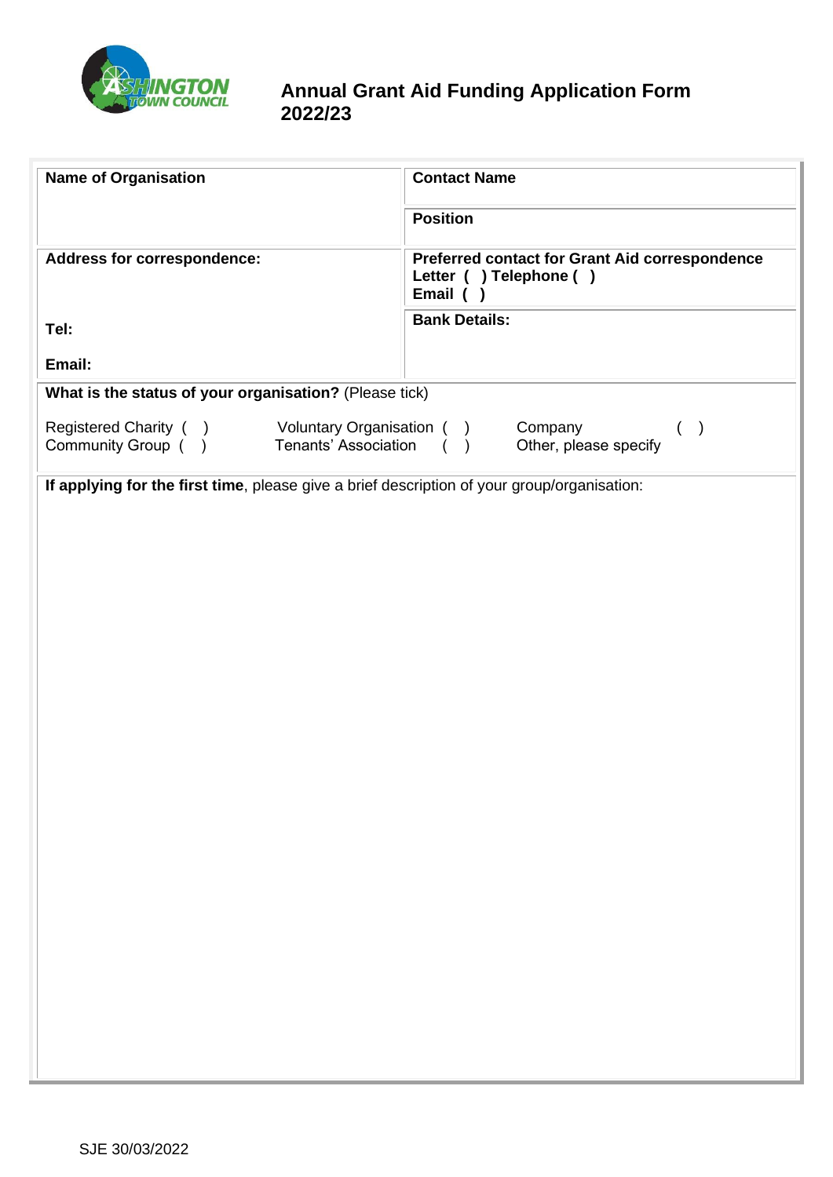# Annual Grant Aid Funding Application Form 2022/23

| **Name of Organisation** | **Contact Name** |
|---|---|
| | **Position** |
| **Address for correspondence:** | **Preferred contact for Grant Aid correspondence** Letter ( ) Telephone ( ) Email ( ) |
| **Tel:** **Email:** | **Bank Details:** |

**What is the status of your organisation?** (Please tick)

| | | |
|---|---|---|
| Registered Charity ( ) | Voluntary Organisation ( ) | Company ( ) |
| Community Group ( ) | Tenants' Association ( ) | Other, please specify |

**If applying for the first time**, please give a brief description of your group/organisation:

SJE 30/03/2022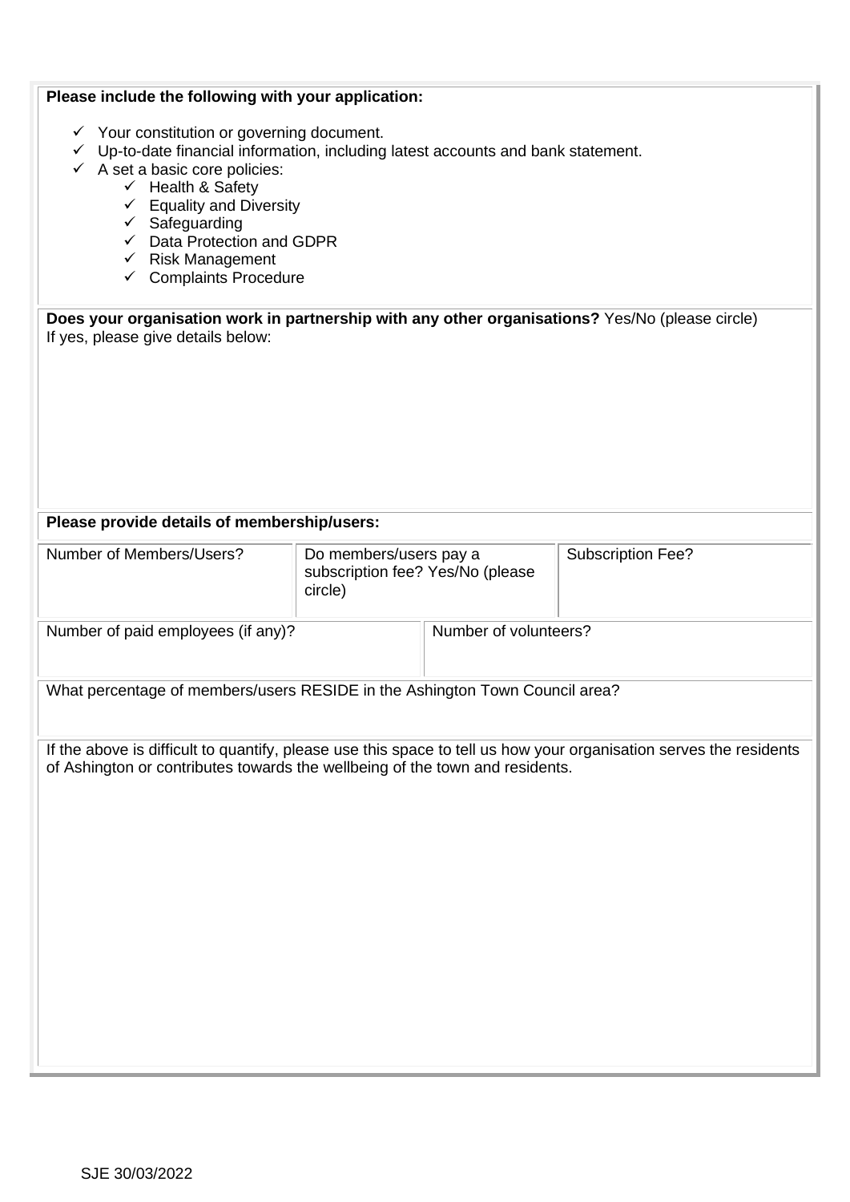**Please include the following with your application:**

- ✓ Your constitution or governing document.
- ✓ Up-to-date financial information, including latest accounts and bank statement.
- ✓ A set a basic core policies:
  - ✓ Health & Safety
  - ✓ Equality and Diversity
  - ✓ Safeguarding
  - ✓ Data Protection and GDPR
  - ✓ Risk Management
  - ✓ Complaints Procedure

**Does your organisation work in partnership with any other organisations?** Yes/No (please circle)
If yes, please give details below:

**Please provide details of membership/users:**

| Number of Members/Users? | Do members/users pay a subscription fee? Yes/No (please circle) | Subscription Fee? |
|---|---|---|
| | | |

| Number of paid employees (if any)? | Number of volunteers? |
|---|---|
| | |

What percentage of members/users RESIDE in the Ashington Town Council area?

If the above is difficult to quantify, please use this space to tell us how your organisation serves the residents of Ashington or contributes towards the wellbeing of the town and residents.

SJE 30/03/2022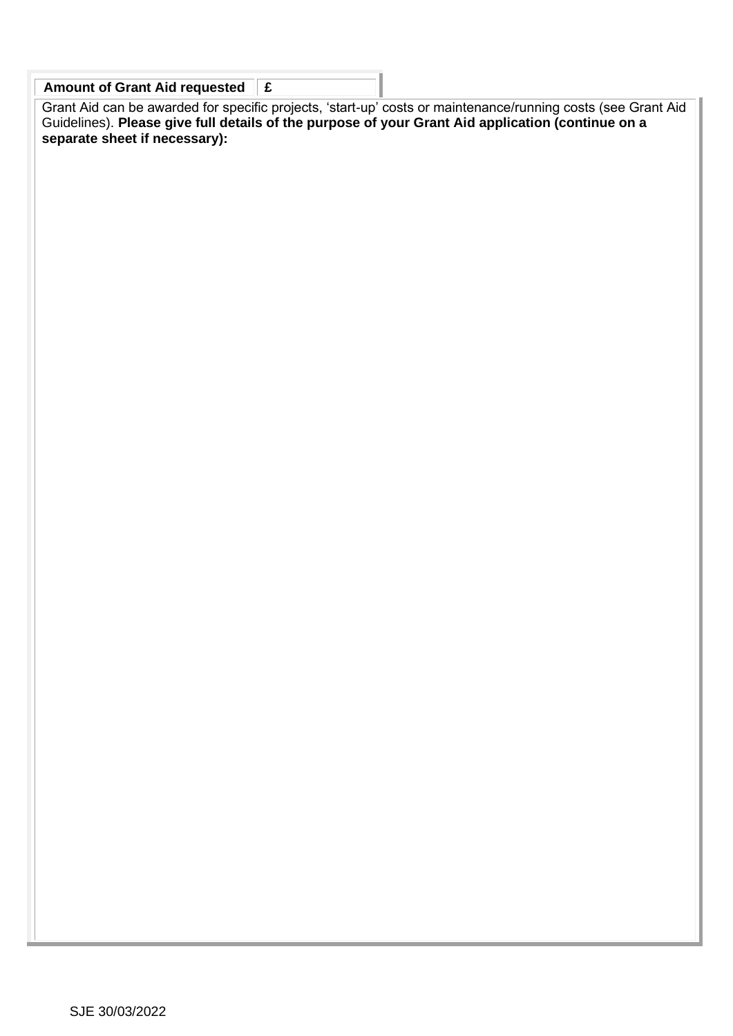| **Amount of Grant Aid requested** | **£** |
|---|---|

Grant Aid can be awarded for specific projects, 'start-up' costs or maintenance/running costs (see Grant Aid Guidelines). **Please give full details of the purpose of your Grant Aid application (continue on a separate sheet if necessary):**

SJE 30/03/2022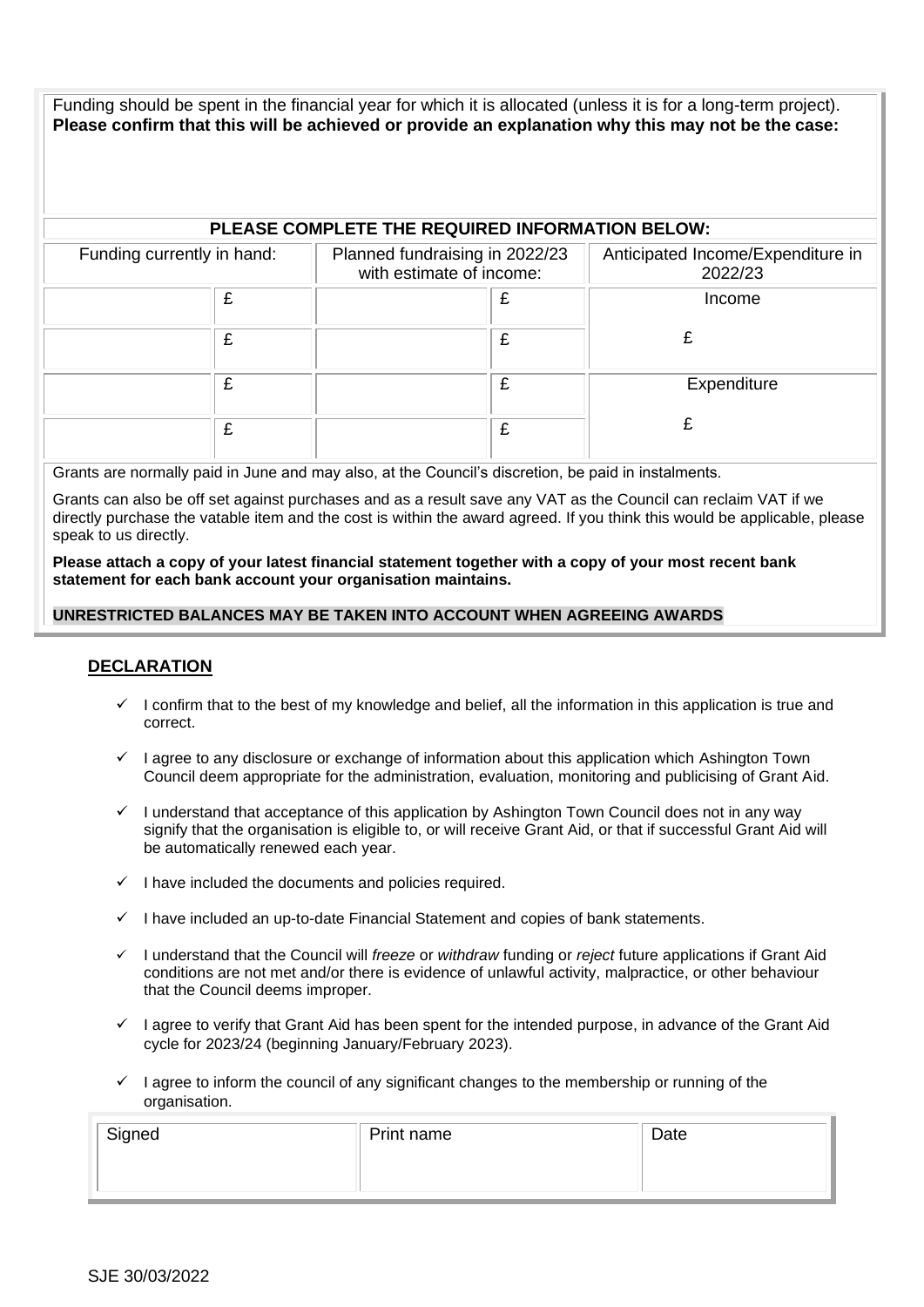Funding should be spent in the financial year for which it is allocated (unless it is for a long-term project). **Please confirm that this will be achieved or provide an explanation why this may not be the case:**

**PLEASE COMPLETE THE REQUIRED INFORMATION BELOW:**

| Funding currently in hand: | | Planned fundraising in 2022/23 with estimate of income: | | Anticipated Income/Expenditure in 2022/23 |
|---|---|---|---|---|
| | £ | | £ | Income |
| | £ | | £ | £ |
| | £ | | £ | Expenditure |
| | £ | | £ | £ |

Grants are normally paid in June and may also, at the Council's discretion, be paid in instalments.

Grants can also be off set against purchases and as a result save any VAT as the Council can reclaim VAT if we directly purchase the vatable item and the cost is within the award agreed. If you think this would be applicable, please speak to us directly.

**Please attach a copy of your latest financial statement together with a copy of your most recent bank statement for each bank account your organisation maintains.**

**UNRESTRICTED BALANCES MAY BE TAKEN INTO ACCOUNT WHEN AGREEING AWARDS**

## DECLARATION

- ✓ I confirm that to the best of my knowledge and belief, all the information in this application is true and correct.
- ✓ I agree to any disclosure or exchange of information about this application which Ashington Town Council deem appropriate for the administration, evaluation, monitoring and publicising of Grant Aid.
- ✓ I understand that acceptance of this application by Ashington Town Council does not in any way signify that the organisation is eligible to, or will receive Grant Aid, or that if successful Grant Aid will be automatically renewed each year.
- ✓ I have included the documents and policies required.
- ✓ I have included an up-to-date Financial Statement and copies of bank statements.
- ✓ I understand that the Council will *freeze* or *withdraw* funding or *reject* future applications if Grant Aid conditions are not met and/or there is evidence of unlawful activity, malpractice, or other behaviour that the Council deems improper.
- ✓ I agree to verify that Grant Aid has been spent for the intended purpose, in advance of the Grant Aid cycle for 2023/24 (beginning January/February 2023).
- ✓ I agree to inform the council of any significant changes to the membership or running of the organisation.

| Signed | Print name | Date |
|---|---|---|
| | | |

SJE 30/03/2022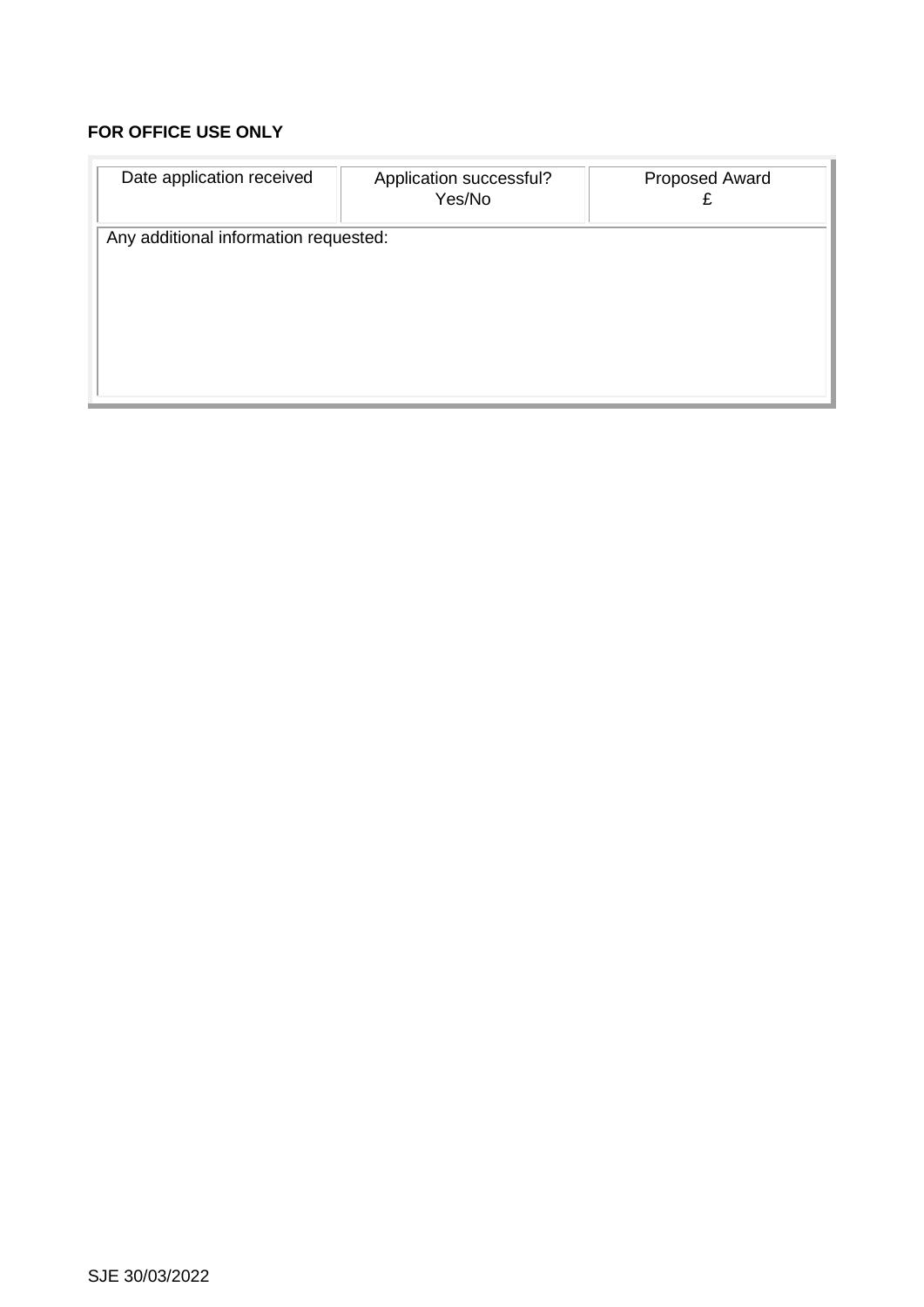**FOR OFFICE USE ONLY**

| Date application received | Application successful?<br>Yes/No | Proposed Award<br>£ |
|---|---|---|
| Any additional information requested: | | |

SJE 30/03/2022